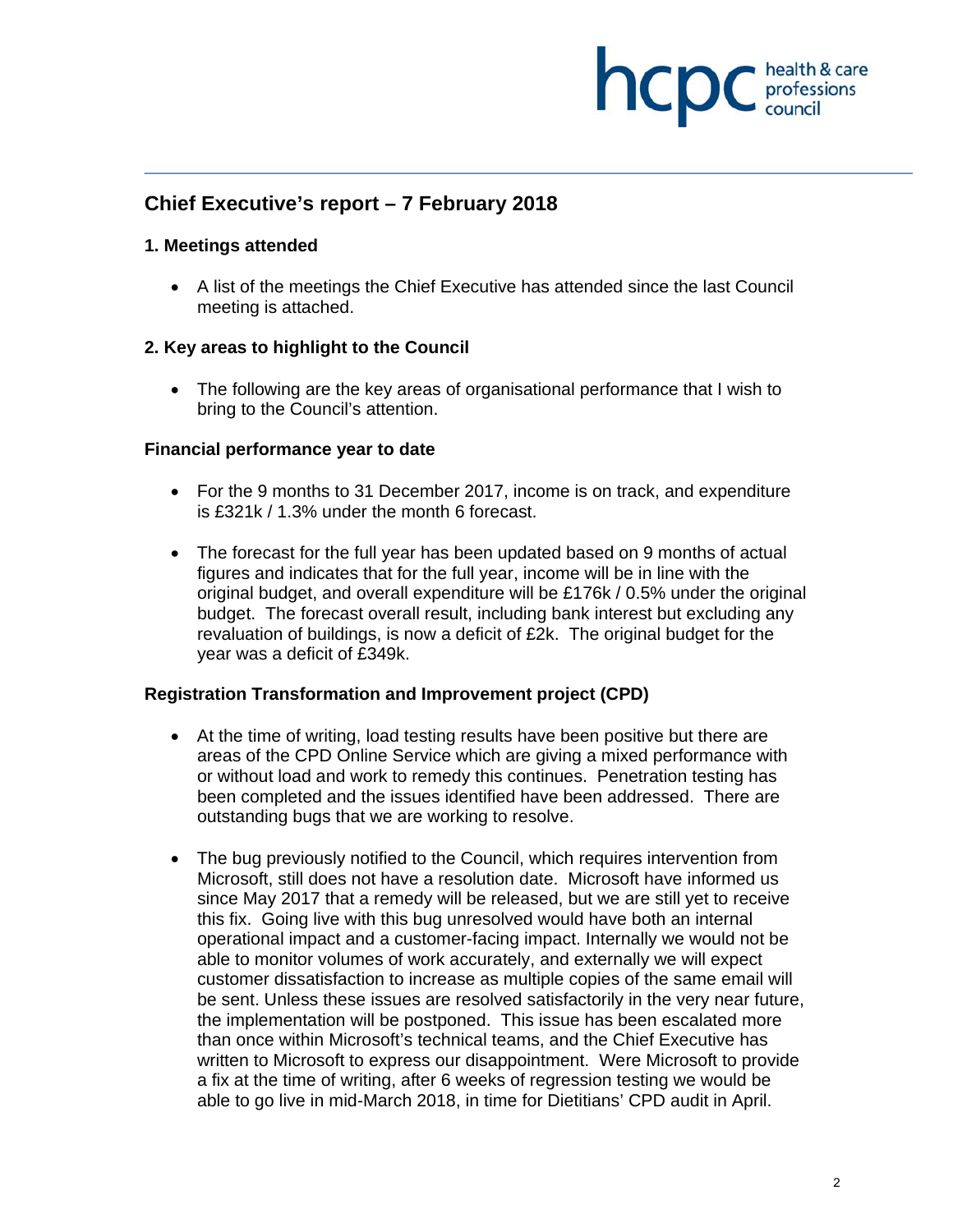## Chief Executive's report – 7 February 2018

### 1. Meetings attended

- A list of the meetings the Chief Executive has attended since the last Council meeting is attached.

### 2. Key areas to highlight to the Council

- The following are the key areas of organisational performance that I wish to bring to the Council's attention.

**Financial performance year to date**

- For the 9 months to 31 December 2017, income is on track, and expenditure is £321k / 1.3% under the month 6 forecast.

- The forecast for the full year has been updated based on 9 months of actual figures and indicates that for the full year, income will be in line with the original budget, and overall expenditure will be £176k / 0.5% under the original budget. The forecast overall result, including bank interest but excluding any revaluation of buildings, is now a deficit of £2k. The original budget for the year was a deficit of £349k.

**Registration Transformation and Improvement project (CPD)**

- At the time of writing, load testing results have been positive but there are areas of the CPD Online Service which are giving a mixed performance with or without load and work to remedy this continues. Penetration testing has been completed and the issues identified have been addressed. There are outstanding bugs that we are working to resolve.

- The bug previously notified to the Council, which requires intervention from Microsoft, still does not have a resolution date. Microsoft have informed us since May 2017 that a remedy will be released, but we are still yet to receive this fix. Going live with this bug unresolved would have both an internal operational impact and a customer-facing impact. Internally we would not be able to monitor volumes of work accurately, and externally we will expect customer dissatisfaction to increase as multiple copies of the same email will be sent. Unless these issues are resolved satisfactorily in the very near future, the implementation will be postponed. This issue has been escalated more than once within Microsoft's technical teams, and the Chief Executive has written to Microsoft to express our disappointment. Were Microsoft to provide a fix at the time of writing, after 6 weeks of regression testing we would be able to go live in mid-March 2018, in time for Dietitians' CPD audit in April.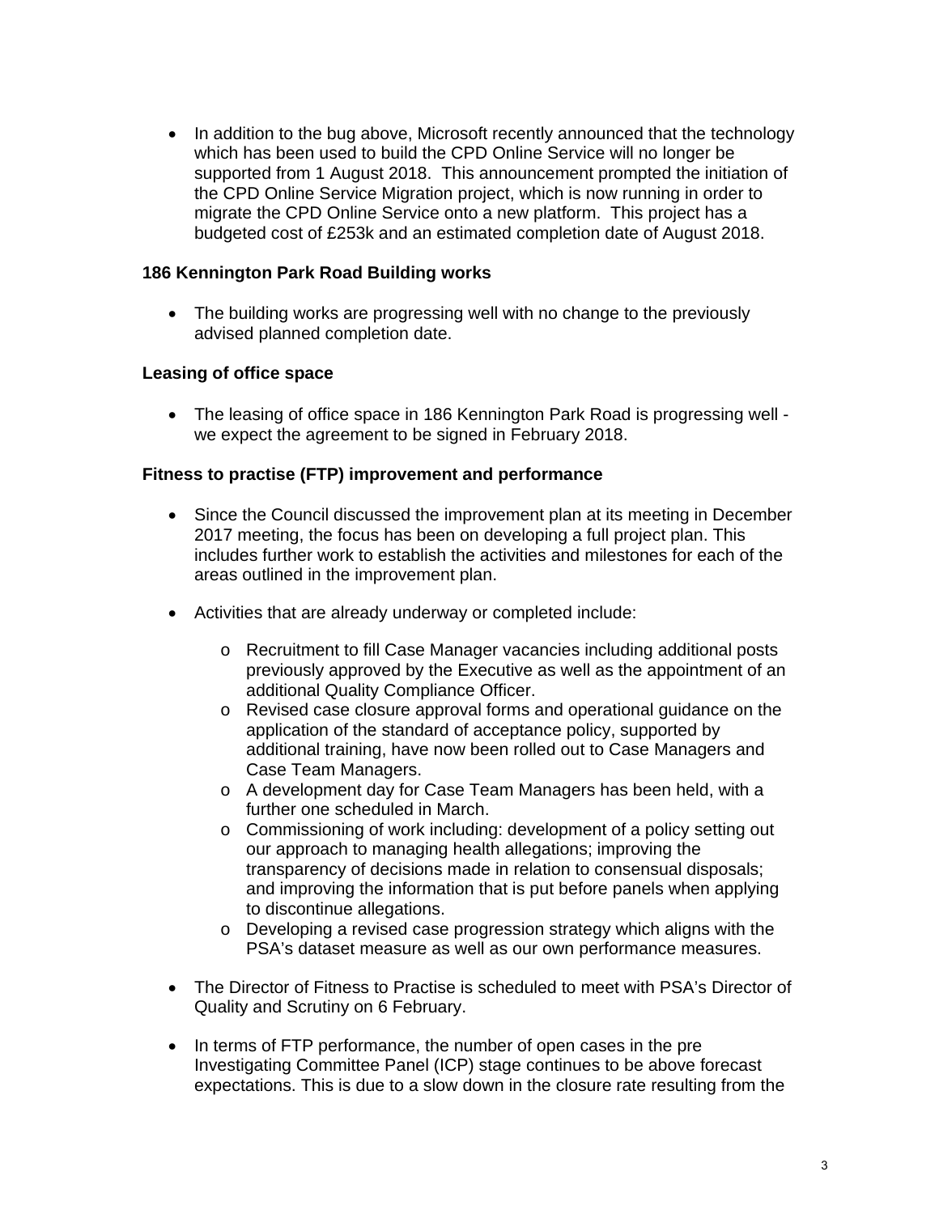- In addition to the bug above, Microsoft recently announced that the technology which has been used to build the CPD Online Service will no longer be supported from 1 August 2018. This announcement prompted the initiation of the CPD Online Service Migration project, which is now running in order to migrate the CPD Online Service onto a new platform. This project has a budgeted cost of £253k and an estimated completion date of August 2018.

**186 Kennington Park Road Building works**

- The building works are progressing well with no change to the previously advised planned completion date.

**Leasing of office space**

- The leasing of office space in 186 Kennington Park Road is progressing well - we expect the agreement to be signed in February 2018.

**Fitness to practise (FTP) improvement and performance**

- Since the Council discussed the improvement plan at its meeting in December 2017 meeting, the focus has been on developing a full project plan. This includes further work to establish the activities and milestones for each of the areas outlined in the improvement plan.

- Activities that are already underway or completed include:

  - Recruitment to fill Case Manager vacancies including additional posts previously approved by the Executive as well as the appointment of an additional Quality Compliance Officer.
  - Revised case closure approval forms and operational guidance on the application of the standard of acceptance policy, supported by additional training, have now been rolled out to Case Managers and Case Team Managers.
  - A development day for Case Team Managers has been held, with a further one scheduled in March.
  - Commissioning of work including: development of a policy setting out our approach to managing health allegations; improving the transparency of decisions made in relation to consensual disposals; and improving the information that is put before panels when applying to discontinue allegations.
  - Developing a revised case progression strategy which aligns with the PSA's dataset measure as well as our own performance measures.

- The Director of Fitness to Practise is scheduled to meet with PSA's Director of Quality and Scrutiny on 6 February.

- In terms of FTP performance, the number of open cases in the pre Investigating Committee Panel (ICP) stage continues to be above forecast expectations. This is due to a slow down in the closure rate resulting from the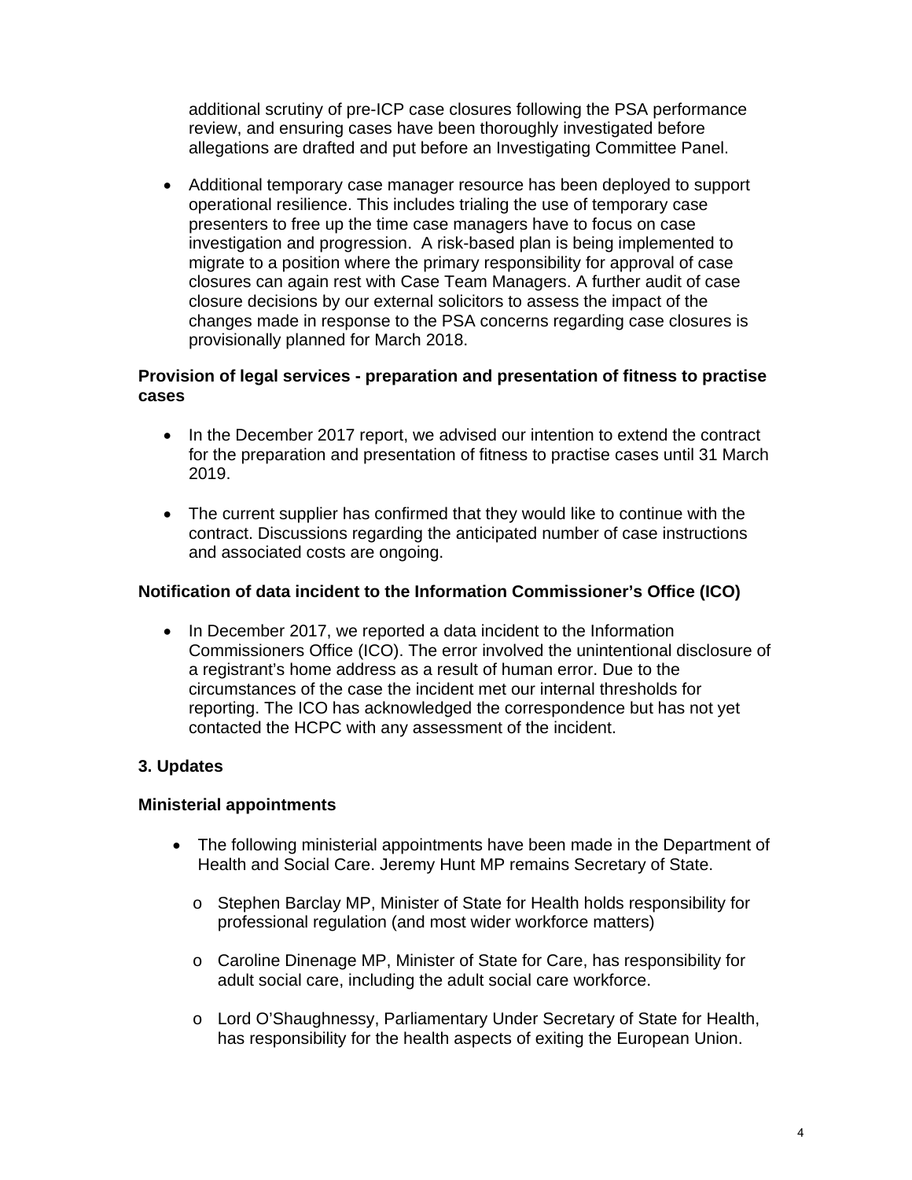additional scrutiny of pre-ICP case closures following the PSA performance review, and ensuring cases have been thoroughly investigated before allegations are drafted and put before an Investigating Committee Panel.

- Additional temporary case manager resource has been deployed to support operational resilience. This includes trialing the use of temporary case presenters to free up the time case managers have to focus on case investigation and progression. A risk-based plan is being implemented to migrate to a position where the primary responsibility for approval of case closures can again rest with Case Team Managers. A further audit of case closure decisions by our external solicitors to assess the impact of the changes made in response to the PSA concerns regarding case closures is provisionally planned for March 2018.

**Provision of legal services - preparation and presentation of fitness to practise cases**

- In the December 2017 report, we advised our intention to extend the contract for the preparation and presentation of fitness to practise cases until 31 March 2019.

- The current supplier has confirmed that they would like to continue with the contract. Discussions regarding the anticipated number of case instructions and associated costs are ongoing.

**Notification of data incident to the Information Commissioner's Office (ICO)**

- In December 2017, we reported a data incident to the Information Commissioners Office (ICO). The error involved the unintentional disclosure of a registrant's home address as a result of human error. Due to the circumstances of the case the incident met our internal thresholds for reporting. The ICO has acknowledged the correspondence but has not yet contacted the HCPC with any assessment of the incident.

### 3. Updates

**Ministerial appointments**

- The following ministerial appointments have been made in the Department of Health and Social Care. Jeremy Hunt MP remains Secretary of State.
  - Stephen Barclay MP, Minister of State for Health holds responsibility for professional regulation (and most wider workforce matters)
  - Caroline Dinenage MP, Minister of State for Care, has responsibility for adult social care, including the adult social care workforce.
  - Lord O'Shaughnessy, Parliamentary Under Secretary of State for Health, has responsibility for the health aspects of exiting the European Union.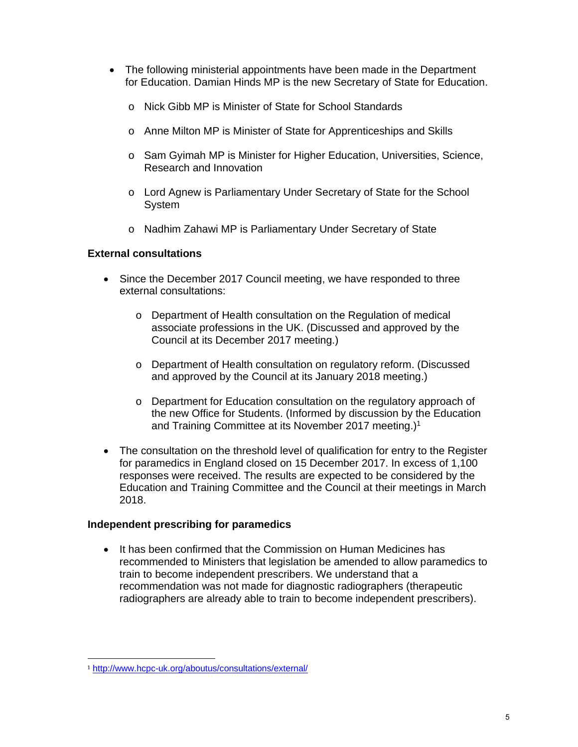- The following ministerial appointments have been made in the Department for Education. Damian Hinds MP is the new Secretary of State for Education.
    - Nick Gibb MP is Minister of State for School Standards
    - Anne Milton MP is Minister of State for Apprenticeships and Skills
    - Sam Gyimah MP is Minister for Higher Education, Universities, Science, Research and Innovation
    - Lord Agnew is Parliamentary Under Secretary of State for the School System
    - Nadhim Zahawi MP is Parliamentary Under Secretary of State

**External consultations**

- Since the December 2017 Council meeting, we have responded to three external consultations:
    - Department of Health consultation on the Regulation of medical associate professions in the UK. (Discussed and approved by the Council at its December 2017 meeting.)
    - Department of Health consultation on regulatory reform. (Discussed and approved by the Council at its January 2018 meeting.)
    - Department for Education consultation on the regulatory approach of the new Office for Students. (Informed by discussion by the Education and Training Committee at its November 2017 meeting.)[1]
- The consultation on the threshold level of qualification for entry to the Register for paramedics in England closed on 15 December 2017. In excess of 1,100 responses were received. The results are expected to be considered by the Education and Training Committee and the Council at their meetings in March 2018.

**Independent prescribing for paramedics**

- It has been confirmed that the Commission on Human Medicines has recommended to Ministers that legislation be amended to allow paramedics to train to become independent prescribers. We understand that a recommendation was not made for diagnostic radiographers (therapeutic radiographers are already able to train to become independent prescribers).

[1] http://www.hcpc-uk.org/aboutus/consultations/external/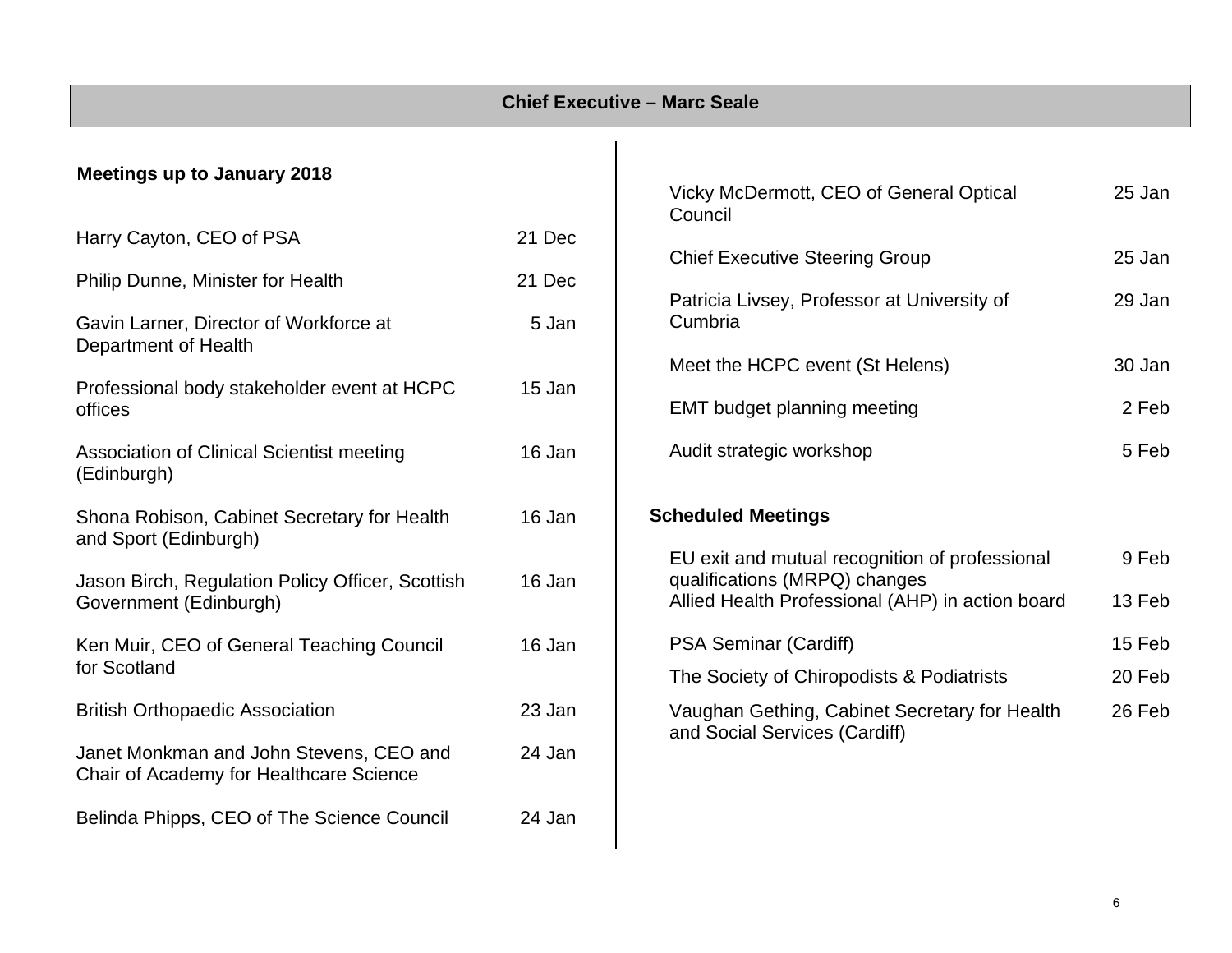## Chief Executive – Marc Seale

### Meetings up to January 2018

| | |
|---|---|
| Harry Cayton, CEO of PSA | 21 Dec |
| Philip Dunne, Minister for Health | 21 Dec |
| Gavin Larner, Director of Workforce at Department of Health | 5 Jan |
| Professional body stakeholder event at HCPC offices | 15 Jan |
| Association of Clinical Scientist meeting (Edinburgh) | 16 Jan |
| Shona Robison, Cabinet Secretary for Health and Sport (Edinburgh) | 16 Jan |
| Jason Birch, Regulation Policy Officer, Scottish Government (Edinburgh) | 16 Jan |
| Ken Muir, CEO of General Teaching Council for Scotland | 16 Jan |
| British Orthopaedic Association | 23 Jan |
| Janet Monkman and John Stevens, CEO and Chair of Academy for Healthcare Science | 24 Jan |
| Belinda Phipps, CEO of The Science Council | 24 Jan |
| Vicky McDermott, CEO of General Optical Council | 25 Jan |
| Chief Executive Steering Group | 25 Jan |
| Patricia Livsey, Professor at University of Cumbria | 29 Jan |
| Meet the HCPC event (St Helens) | 30 Jan |
| EMT budget planning meeting | 2 Feb |
| Audit strategic workshop | 5 Feb |

### Scheduled Meetings

| | |
|---|---|
| EU exit and mutual recognition of professional qualifications (MRPQ) changes | 9 Feb |
| Allied Health Professional (AHP) in action board | 13 Feb |
| PSA Seminar (Cardiff) | 15 Feb |
| The Society of Chiropodists & Podiatrists | 20 Feb |
| Vaughan Gething, Cabinet Secretary for Health and Social Services (Cardiff) | 26 Feb |